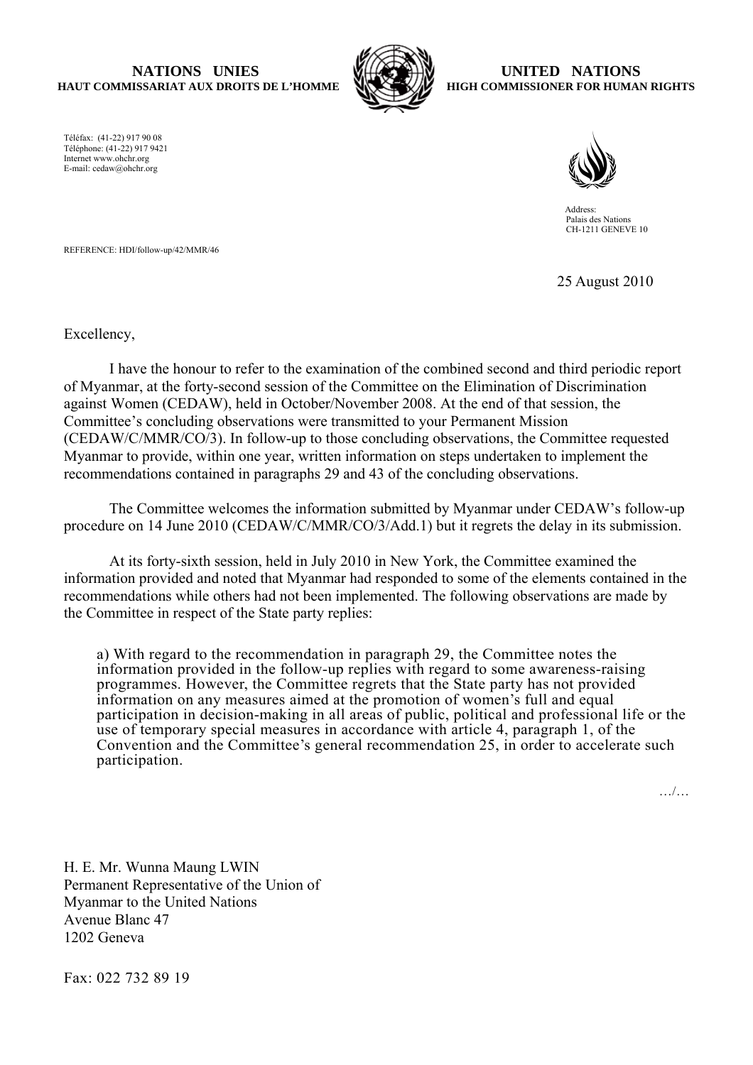**NATIONS UNIES**
**HAUT COMMISSARIAT AUX DROITS DE L'HOMME**

**UNITED NATIONS**
**HIGH COMMISSIONER FOR HUMAN RIGHTS**

Téléfax: (41-22) 917 90 08
Téléphone: (41-22) 917 9421
Internet www.ohchr.org
E-mail: cedaw@ohchr.org

Address:
Palais des Nations
CH-1211 GENEVE 10

REFERENCE: HDI/follow-up/42/MMR/46

25 August 2010

Excellency,

I have the honour to refer to the examination of the combined second and third periodic report of Myanmar, at the forty-second session of the Committee on the Elimination of Discrimination against Women (CEDAW), held in October/November 2008. At the end of that session, the Committee's concluding observations were transmitted to your Permanent Mission (CEDAW/C/MMR/CO/3). In follow-up to those concluding observations, the Committee requested Myanmar to provide, within one year, written information on steps undertaken to implement the recommendations contained in paragraphs 29 and 43 of the concluding observations.

The Committee welcomes the information submitted by Myanmar under CEDAW's follow-up procedure on 14 June 2010 (CEDAW/C/MMR/CO/3/Add.1) but it regrets the delay in its submission.

At its forty-sixth session, held in July 2010 in New York, the Committee examined the information provided and noted that Myanmar had responded to some of the elements contained in the recommendations while others had not been implemented. The following observations are made by the Committee in respect of the State party replies:

a) With regard to the recommendation in paragraph 29, the Committee notes the information provided in the follow-up replies with regard to some awareness-raising programmes. However, the Committee regrets that the State party has not provided information on any measures aimed at the promotion of women's full and equal participation in decision-making in all areas of public, political and professional life or the use of temporary special measures in accordance with article 4, paragraph 1, of the Convention and the Committee's general recommendation 25, in order to accelerate such participation.

…/…

H. E. Mr. Wunna Maung LWIN
Permanent Representative of the Union of
Myanmar to the United Nations
Avenue Blanc 47
1202 Geneva

Fax: 022 732 89 19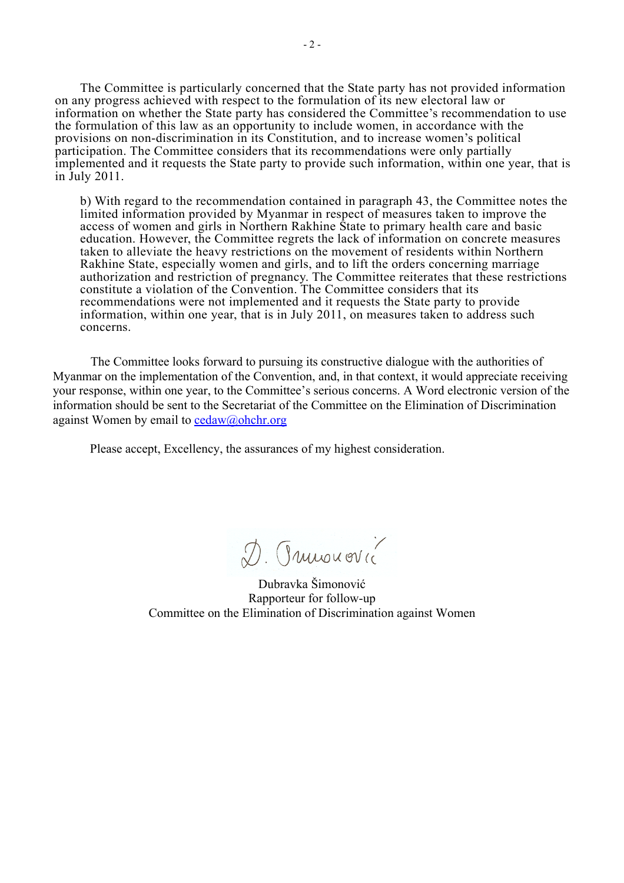The Committee is particularly concerned that the State party has not provided information on any progress achieved with respect to the formulation of its new electoral law or information on whether the State party has considered the Committee's recommendation to use the formulation of this law as an opportunity to include women, in accordance with the provisions on non-discrimination in its Constitution, and to increase women's political participation. The Committee considers that its recommendations were only partially implemented and it requests the State party to provide such information, within one year, that is in July 2011.

b) With regard to the recommendation contained in paragraph 43, the Committee notes the limited information provided by Myanmar in respect of measures taken to improve the access of women and girls in Northern Rakhine State to primary health care and basic education. However, the Committee regrets the lack of information on concrete measures taken to alleviate the heavy restrictions on the movement of residents within Northern Rakhine State, especially women and girls, and to lift the orders concerning marriage authorization and restriction of pregnancy. The Committee reiterates that these restrictions constitute a violation of the Convention. The Committee considers that its recommendations were not implemented and it requests the State party to provide information, within one year, that is in July 2011, on measures taken to address such concerns.

The Committee looks forward to pursuing its constructive dialogue with the authorities of Myanmar on the implementation of the Convention, and, in that context, it would appreciate receiving your response, within one year, to the Committee's serious concerns. A Word electronic version of the information should be sent to the Secretariat of the Committee on the Elimination of Discrimination against Women by email to cedaw@ohchr.org

Please accept, Excellency, the assurances of my highest consideration.

D. Šimonović

Dubravka Šimonović
Rapporteur for follow-up
Committee on the Elimination of Discrimination against Women